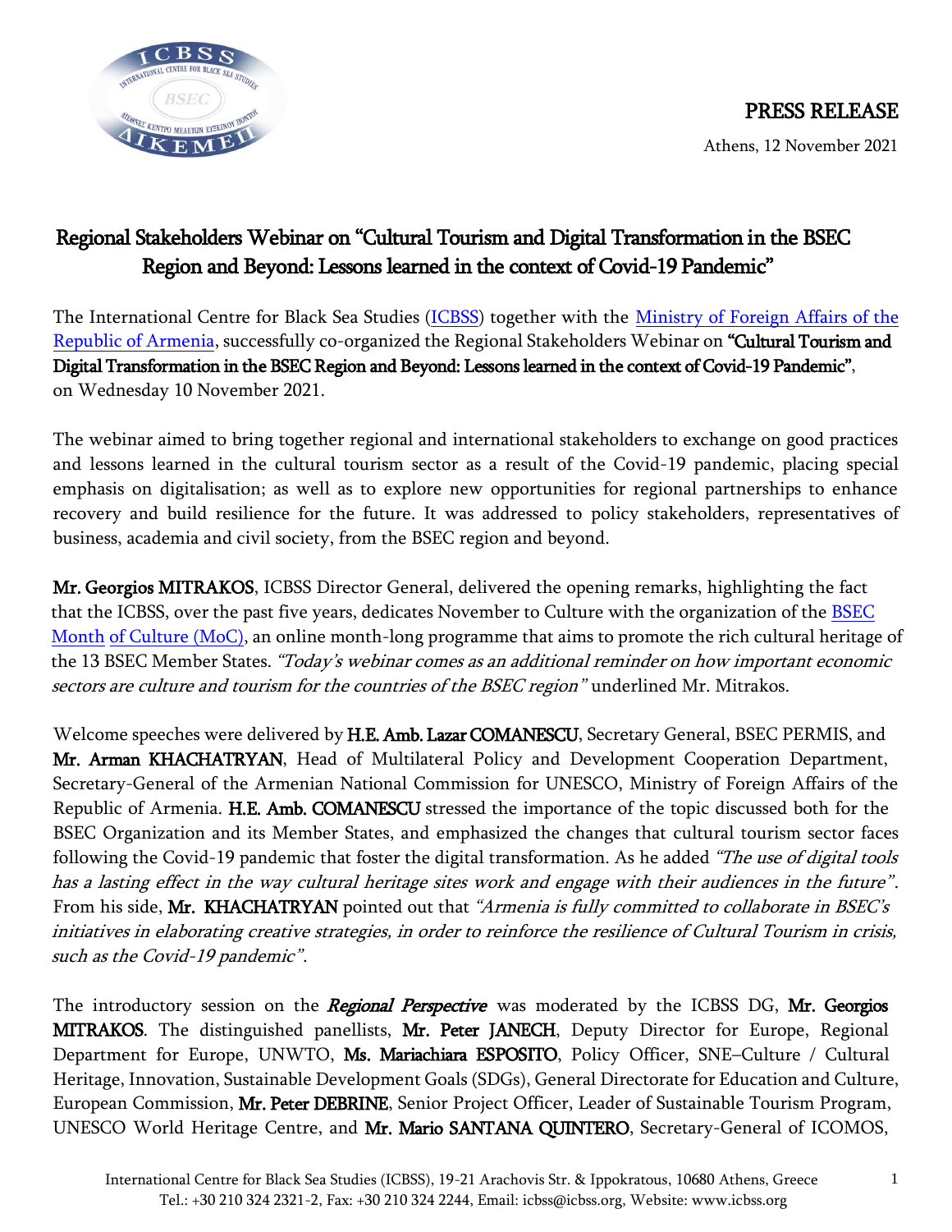PRESS RELEASE

Athens, 12 November 2021

# Regional Stakeholders Webinar on "Cultural Tourism and Digital Transformation in the BSEC Region and Beyond: Lessons learned in the context of Covid-19 Pandemic"

The International Centre for Black Sea Studies (ICBSS) together with the Ministry of Foreign Affairs of the Republic of Armenia, successfully co-organized the Regional Stakeholders Webinar on **"Cultural Tourism and Digital Transformation in the BSEC Region and Beyond: Lessons learned in the context of Covid-19 Pandemic"**, on Wednesday 10 November 2021.

The webinar aimed to bring together regional and international stakeholders to exchange on good practices and lessons learned in the cultural tourism sector as a result of the Covid-19 pandemic, placing special emphasis on digitalisation; as well as to explore new opportunities for regional partnerships to enhance recovery and build resilience for the future. It was addressed to policy stakeholders, representatives of business, academia and civil society, from the BSEC region and beyond.

**Mr. Georgios MITRAKOS**, ICBSS Director General, delivered the opening remarks, highlighting the fact that the ICBSS, over the past five years, dedicates November to Culture with the organization of the BSEC Month of Culture (MoC), an online month-long programme that aims to promote the rich cultural heritage of the 13 BSEC Member States. *"Today's webinar comes as an additional reminder on how important economic sectors are culture and tourism for the countries of the BSEC region"* underlined Mr. Mitrakos.

Welcome speeches were delivered by **H.E. Amb. Lazar COMANESCU**, Secretary General, BSEC PERMIS, and **Mr. Arman KHACHATRYAN**, Head of Multilateral Policy and Development Cooperation Department, Secretary-General of the Armenian National Commission for UNESCO, Ministry of Foreign Affairs of the Republic of Armenia. **H.E. Amb. COMANESCU** stressed the importance of the topic discussed both for the BSEC Organization and its Member States, and emphasized the changes that cultural tourism sector faces following the Covid-19 pandemic that foster the digital transformation. As he added *"The use of digital tools has a lasting effect in the way cultural heritage sites work and engage with their audiences in the future"*. From his side, **Mr. KHACHATRYAN** pointed out that *"Armenia is fully committed to collaborate in BSEC's initiatives in elaborating creative strategies, in order to reinforce the resilience of Cultural Tourism in crisis, such as the Covid-19 pandemic"*.

The introductory session on the ***Regional Perspective*** was moderated by the ICBSS DG, **Mr. Georgios MITRAKOS**. The distinguished panellists, **Mr. Peter JANECH**, Deputy Director for Europe, Regional Department for Europe, UNWTO, **Ms. Mariachiara ESPOSITO**, Policy Officer, SNE–Culture / Cultural Heritage, Innovation, Sustainable Development Goals (SDGs), General Directorate for Education and Culture, European Commission, **Mr. Peter DEBRINE**, Senior Project Officer, Leader of Sustainable Tourism Program, UNESCO World Heritage Centre, and **Mr. Mario SANTANA QUINTERO**, Secretary-General of ICOMOS,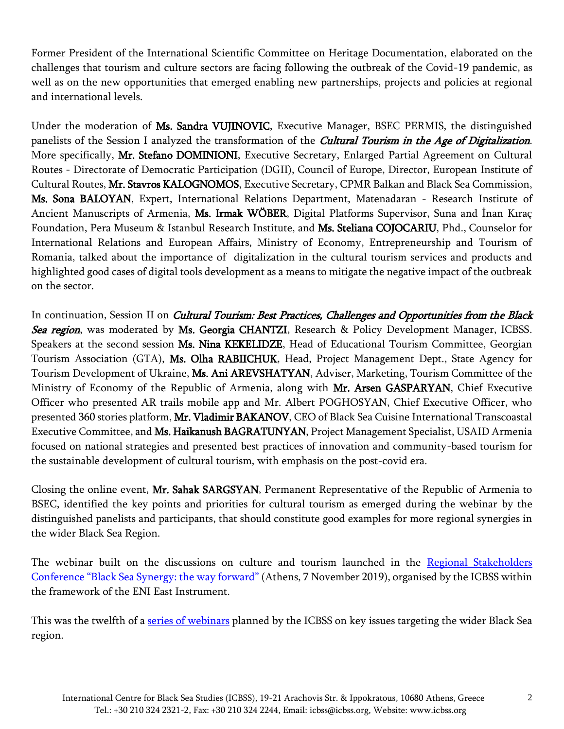Former President of the International Scientific Committee on Heritage Documentation, elaborated on the challenges that tourism and culture sectors are facing following the outbreak of the Covid-19 pandemic, as well as on the new opportunities that emerged enabling new partnerships, projects and policies at regional and international levels.

Under the moderation of **Ms. Sandra VUJINOVIC**, Executive Manager, BSEC PERMIS, the distinguished panelists of the Session I analyzed the transformation of the *Cultural Tourism in the Age of Digitalization*. More specifically, **Mr. Stefano DOMINIONI**, Executive Secretary, Enlarged Partial Agreement on Cultural Routes - Directorate of Democratic Participation (DGII), Council of Europe, Director, European Institute of Cultural Routes, **Mr. Stavros KALOGNOMOS**, Executive Secretary, CPMR Balkan and Black Sea Commission, **Ms. Sona BALOYAN**, Expert, International Relations Department, Matenadaran - Research Institute of Ancient Manuscripts of Armenia, **Ms. Irmak WÖBER**, Digital Platforms Supervisor, Suna and İnan Kıraç Foundation, Pera Museum & Istanbul Research Institute, and **Ms. Steliana COJOCARIU**, Phd., Counselor for International Relations and European Affairs, Ministry of Economy, Entrepreneurship and Tourism of Romania, talked about the importance of digitalization in the cultural tourism services and products and highlighted good cases of digital tools development as a means to mitigate the negative impact of the outbreak on the sector.

In continuation, Session II on *Cultural Tourism: Best Practices, Challenges and Opportunities from the Black Sea region*, was moderated by **Ms. Georgia CHANTZI**, Research & Policy Development Manager, ICBSS. Speakers at the second session **Ms. Nina KEKELIDZE**, Head of Educational Tourism Committee, Georgian Tourism Association (GTA), **Ms. Olha RABIICHUK**, Head, Project Management Dept., State Agency for Tourism Development of Ukraine, **Ms. Ani AREVSHATYAN**, Adviser, Marketing, Tourism Committee of the Ministry of Economy of the Republic of Armenia, along with **Mr. Arsen GASPARYAN**, Chief Executive Officer who presented AR trails mobile app and Mr. Albert POGHOSYAN, Chief Executive Officer, who presented 360 stories platform, **Mr. Vladimir BAKANOV**, CEO of Black Sea Cuisine International Transcoastal Executive Committee, and **Ms. Haikanush BAGRATUNYAN**, Project Management Specialist, USAID Armenia focused on national strategies and presented best practices of innovation and community-based tourism for the sustainable development of cultural tourism, with emphasis on the post-covid era.

Closing the online event, **Mr. Sahak SARGSYAN**, Permanent Representative of the Republic of Armenia to BSEC, identified the key points and priorities for cultural tourism as emerged during the webinar by the distinguished panelists and participants, that should constitute good examples for more regional synergies in the wider Black Sea Region.

The webinar built on the discussions on culture and tourism launched in the Regional Stakeholders Conference "Black Sea Synergy: the way forward" (Athens, 7 November 2019), organised by the ICBSS within the framework of the ENI East Instrument.

This was the twelfth of a series of webinars planned by the ICBSS on key issues targeting the wider Black Sea region.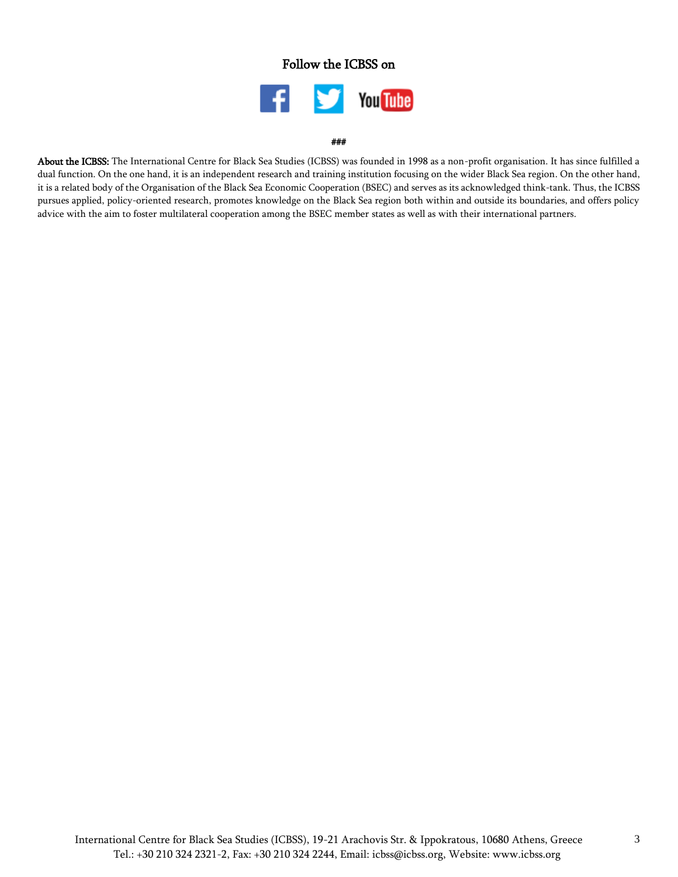Follow the ICBSS on

###

**About the ICBSS:** The International Centre for Black Sea Studies (ICBSS) was founded in 1998 as a non-profit organisation. It has since fulfilled a dual function. On the one hand, it is an independent research and training institution focusing on the wider Black Sea region. On the other hand, it is a related body of the Organisation of the Black Sea Economic Cooperation (BSEC) and serves as its acknowledged think-tank. Thus, the ICBSS pursues applied, policy-oriented research, promotes knowledge on the Black Sea region both within and outside its boundaries, and offers policy advice with the aim to foster multilateral cooperation among the BSEC member states as well as with their international partners.

International Centre for Black Sea Studies (ICBSS), 19-21 Arachovis Str. & Ippokratous, 10680 Athens, Greece
Tel.: +30 210 324 2321-2, Fax: +30 210 324 2244, Email: icbss@icbss.org, Website: www.icbss.org